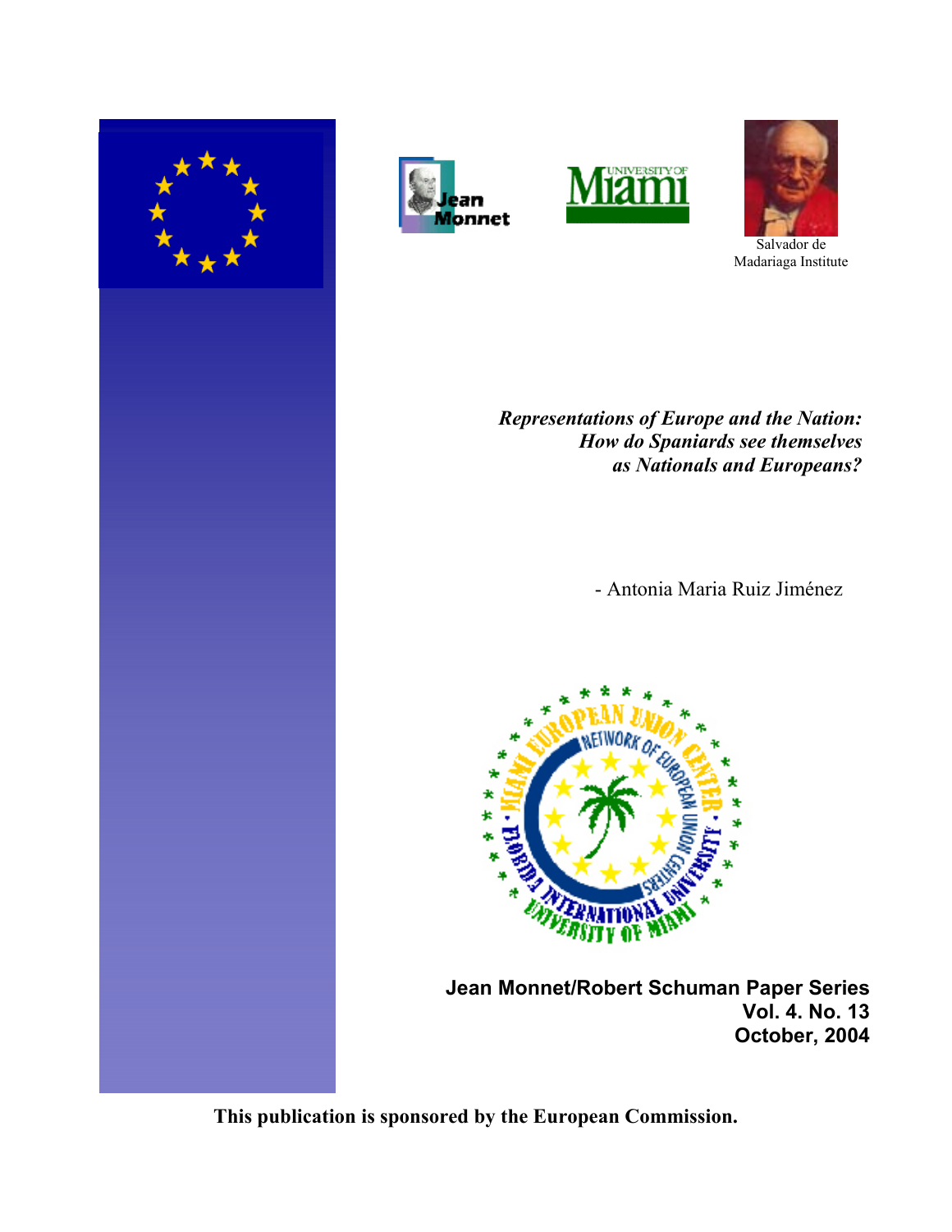Salvador de Madariaga Institute

***Representations of Europe and the Nation: How do Spaniards see themselves as Nationals and Europeans?***

- Antonia Maria Ruiz Jiménez

**Jean Monnet/Robert Schuman Paper Series**
**Vol. 4. No. 13**
**October, 2004**

**This publication is sponsored by the European Commission.**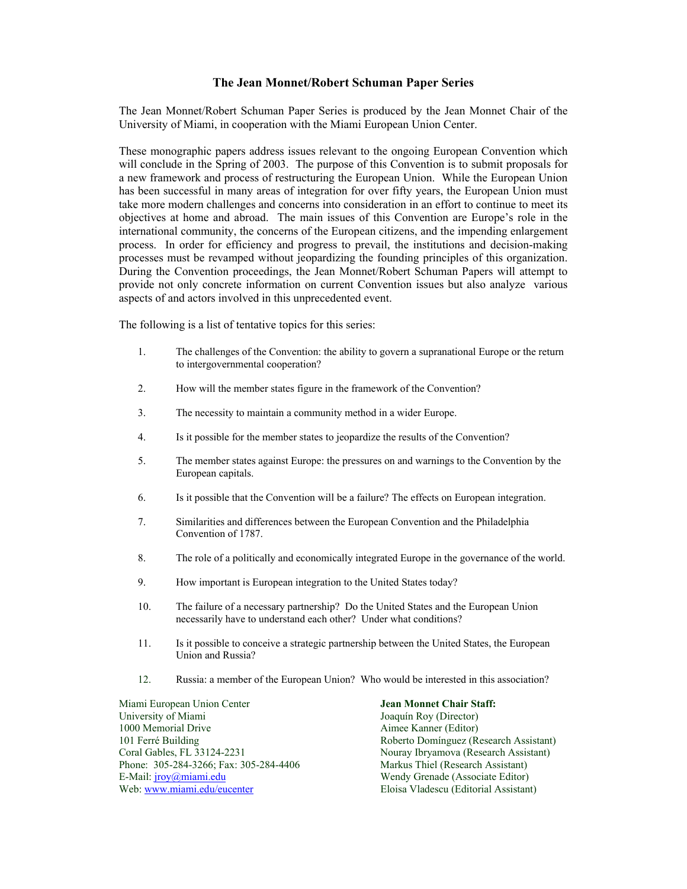# The Jean Monnet/Robert Schuman Paper Series

The Jean Monnet/Robert Schuman Paper Series is produced by the Jean Monnet Chair of the University of Miami, in cooperation with the Miami European Union Center.

These monographic papers address issues relevant to the ongoing European Convention which will conclude in the Spring of 2003. The purpose of this Convention is to submit proposals for a new framework and process of restructuring the European Union. While the European Union has been successful in many areas of integration for over fifty years, the European Union must take more modern challenges and concerns into consideration in an effort to continue to meet its objectives at home and abroad. The main issues of this Convention are Europe's role in the international community, the concerns of the European citizens, and the impending enlargement process. In order for efficiency and progress to prevail, the institutions and decision-making processes must be revamped without jeopardizing the founding principles of this organization. During the Convention proceedings, the Jean Monnet/Robert Schuman Papers will attempt to provide not only concrete information on current Convention issues but also analyze various aspects of and actors involved in this unprecedented event.

The following is a list of tentative topics for this series:

1. The challenges of the Convention: the ability to govern a supranational Europe or the return to intergovernmental cooperation?
2. How will the member states figure in the framework of the Convention?
3. The necessity to maintain a community method in a wider Europe.
4. Is it possible for the member states to jeopardize the results of the Convention?
5. The member states against Europe: the pressures on and warnings to the Convention by the European capitals.
6. Is it possible that the Convention will be a failure? The effects on European integration.
7. Similarities and differences between the European Convention and the Philadelphia Convention of 1787.
8. The role of a politically and economically integrated Europe in the governance of the world.
9. How important is European integration to the United States today?
10. The failure of a necessary partnership? Do the United States and the European Union necessarily have to understand each other? Under what conditions?
11. Is it possible to conceive a strategic partnership between the United States, the European Union and Russia?
12. Russia: a member of the European Union? Who would be interested in this association?

Miami European Union Center
University of Miami
1000 Memorial Drive
101 Ferré Building
Coral Gables, FL 33124-2231
Phone: 305-284-3266; Fax: 305-284-4406
E-Mail: jroy@miami.edu
Web: www.miami.edu/eucenter

**Jean Monnet Chair Staff:**
Joaquín Roy (Director)
Aimee Kanner (Editor)
Roberto Domínguez (Research Assistant)
Nouray Ibryamova (Research Assistant)
Markus Thiel (Research Assistant)
Wendy Grenade (Associate Editor)
Eloisa Vladescu (Editorial Assistant)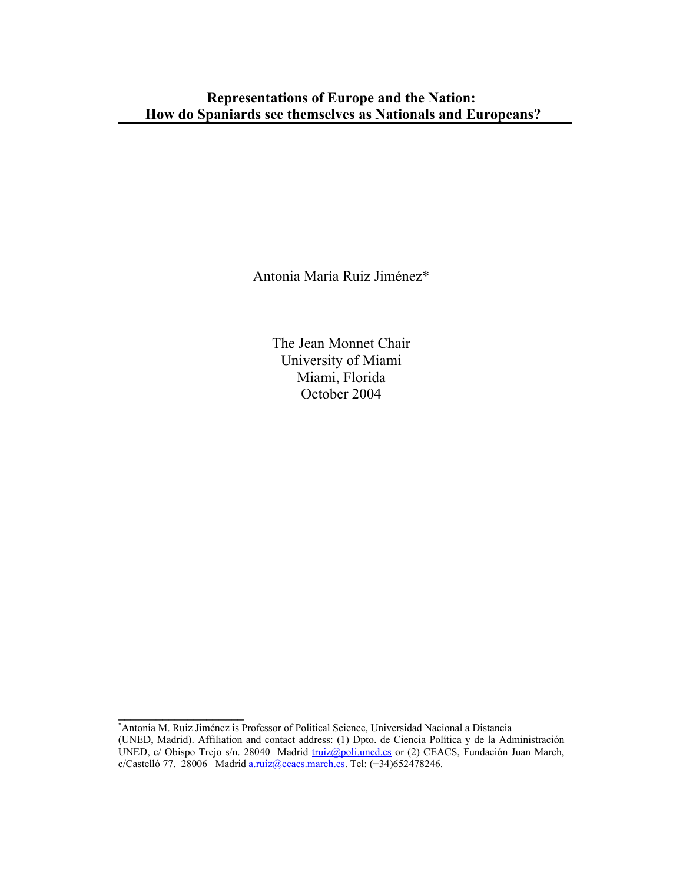# Representations of Europe and the Nation: How do Spaniards see themselves as Nationals and Europeans?

Antonia María Ruiz Jiménez*

The Jean Monnet Chair
University of Miami
Miami, Florida
October 2004

---

*Antonia M. Ruiz Jiménez is Professor of Political Science, Universidad Nacional a Distancia (UNED, Madrid). Affiliation and contact address: (1) Dpto. de Ciencia Política y de la Administración UNED, c/ Obispo Trejo s/n. 28040 Madrid truiz@poli.uned.es or (2) CEACS, Fundación Juan March, c/Castelló 77. 28006 Madrid a.ruiz@ceacs.march.es. Tel: (+34)652478246.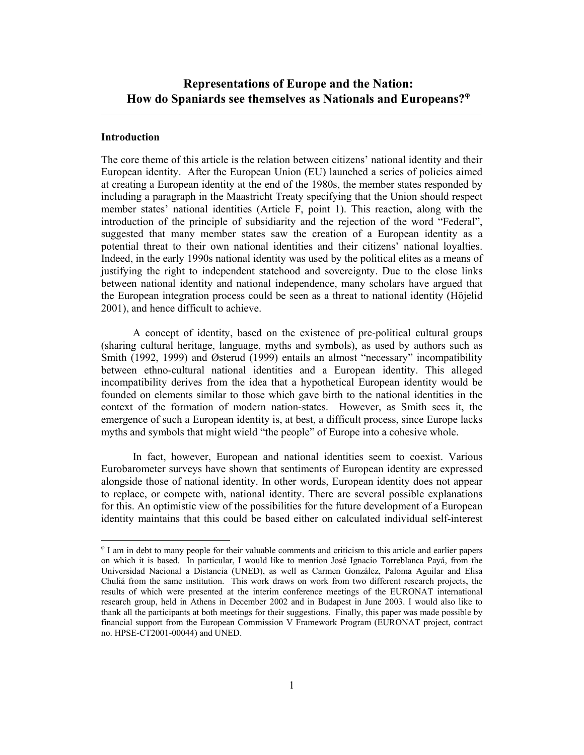## Representations of Europe and the Nation: How do Spaniards see themselves as Nationals and Europeans?[φ]

### Introduction

The core theme of this article is the relation between citizens' national identity and their European identity. After the European Union (EU) launched a series of policies aimed at creating a European identity at the end of the 1980s, the member states responded by including a paragraph in the Maastricht Treaty specifying that the Union should respect member states' national identities (Article F, point 1). This reaction, along with the introduction of the principle of subsidiarity and the rejection of the word "Federal", suggested that many member states saw the creation of a European identity as a potential threat to their own national identities and their citizens' national loyalties. Indeed, in the early 1990s national identity was used by the political elites as a means of justifying the right to independent statehood and sovereignty. Due to the close links between national identity and national independence, many scholars have argued that the European integration process could be seen as a threat to national identity (Höjelid 2001), and hence difficult to achieve.

A concept of identity, based on the existence of pre-political cultural groups (sharing cultural heritage, language, myths and symbols), as used by authors such as Smith (1992, 1999) and Østerud (1999) entails an almost "necessary" incompatibility between ethno-cultural national identities and a European identity. This alleged incompatibility derives from the idea that a hypothetical European identity would be founded on elements similar to those which gave birth to the national identities in the context of the formation of modern nation-states. However, as Smith sees it, the emergence of such a European identity is, at best, a difficult process, since Europe lacks myths and symbols that might wield "the people" of Europe into a cohesive whole.

In fact, however, European and national identities seem to coexist. Various Eurobarometer surveys have shown that sentiments of European identity are expressed alongside those of national identity. In other words, European identity does not appear to replace, or compete with, national identity. There are several possible explanations for this. An optimistic view of the possibilities for the future development of a European identity maintains that this could be based either on calculated individual self-interest

---

[φ] I am in debt to many people for their valuable comments and criticism to this article and earlier papers on which it is based. In particular, I would like to mention José Ignacio Torreblanca Payá, from the Universidad Nacional a Distancia (UNED), as well as Carmen González, Paloma Aguilar and Elisa Chuliá from the same institution. This work draws on work from two different research projects, the results of which were presented at the interim conference meetings of the EURONAT international research group, held in Athens in December 2002 and in Budapest in June 2003. I would also like to thank all the participants at both meetings for their suggestions. Finally, this paper was made possible by financial support from the European Commission V Framework Program (EURONAT project, contract no. HPSE-CT2001-00044) and UNED.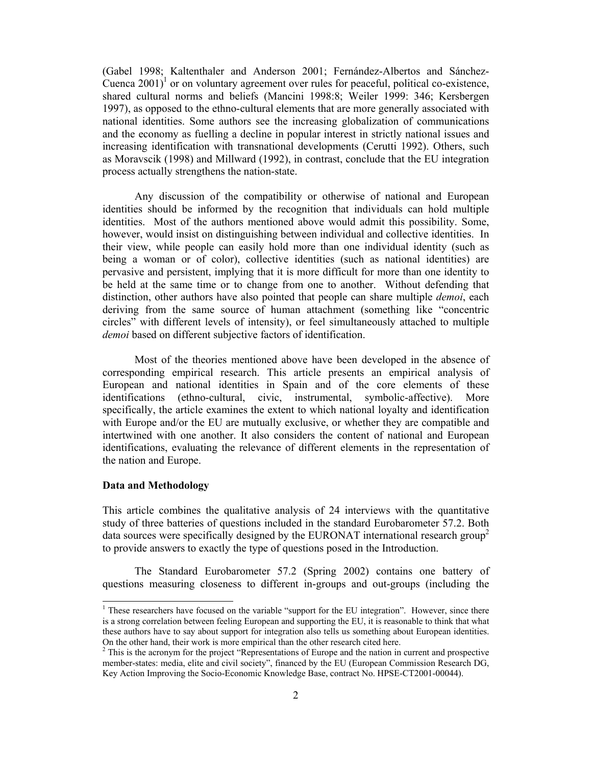(Gabel 1998; Kaltenthaler and Anderson 2001; Fernández-Albertos and Sánchez-Cuenca 2001)[1] or on voluntary agreement over rules for peaceful, political co-existence, shared cultural norms and beliefs (Mancini 1998:8; Weiler 1999: 346; Kersbergen 1997), as opposed to the ethno-cultural elements that are more generally associated with national identities. Some authors see the increasing globalization of communications and the economy as fuelling a decline in popular interest in strictly national issues and increasing identification with transnational developments (Cerutti 1992). Others, such as Moravscik (1998) and Millward (1992), in contrast, conclude that the EU integration process actually strengthens the nation-state.

Any discussion of the compatibility or otherwise of national and European identities should be informed by the recognition that individuals can hold multiple identities. Most of the authors mentioned above would admit this possibility. Some, however, would insist on distinguishing between individual and collective identities. In their view, while people can easily hold more than one individual identity (such as being a woman or of color), collective identities (such as national identities) are pervasive and persistent, implying that it is more difficult for more than one identity to be held at the same time or to change from one to another. Without defending that distinction, other authors have also pointed that people can share multiple *demoi*, each deriving from the same source of human attachment (something like "concentric circles" with different levels of intensity), or feel simultaneously attached to multiple *demoi* based on different subjective factors of identification.

Most of the theories mentioned above have been developed in the absence of corresponding empirical research. This article presents an empirical analysis of European and national identities in Spain and of the core elements of these identifications (ethno-cultural, civic, instrumental, symbolic-affective). More specifically, the article examines the extent to which national loyalty and identification with Europe and/or the EU are mutually exclusive, or whether they are compatible and intertwined with one another. It also considers the content of national and European identifications, evaluating the relevance of different elements in the representation of the nation and Europe.

**Data and Methodology**

This article combines the qualitative analysis of 24 interviews with the quantitative study of three batteries of questions included in the standard Eurobarometer 57.2. Both data sources were specifically designed by the EURONAT international research group[2] to provide answers to exactly the type of questions posed in the Introduction.

The Standard Eurobarometer 57.2 (Spring 2002) contains one battery of questions measuring closeness to different in-groups and out-groups (including the

[1] These researchers have focused on the variable "support for the EU integration". However, since there is a strong correlation between feeling European and supporting the EU, it is reasonable to think that what these authors have to say about support for integration also tells us something about European identities. On the other hand, their work is more empirical than the other research cited here.

[2] This is the acronym for the project "Representations of Europe and the nation in current and prospective member-states: media, elite and civil society", financed by the EU (European Commission Research DG, Key Action Improving the Socio-Economic Knowledge Base, contract No. HPSE-CT2001-00044).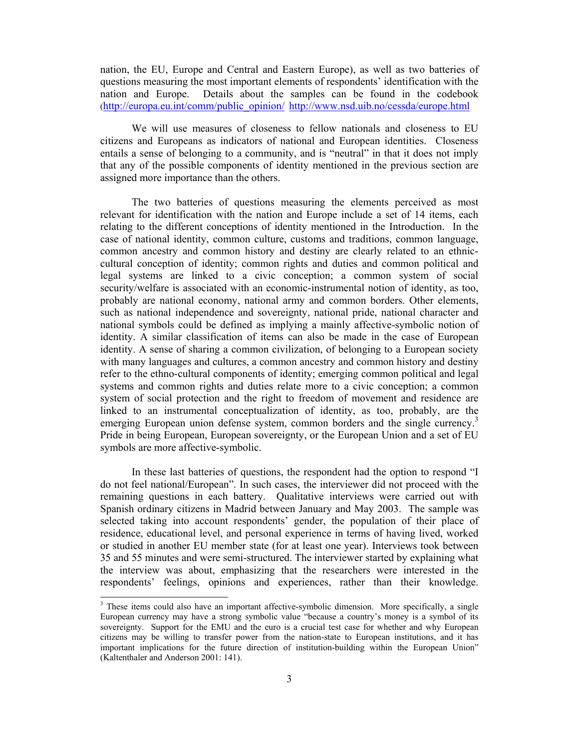nation, the EU, Europe and Central and Eastern Europe), as well as two batteries of questions measuring the most important elements of respondents' identification with the nation and Europe. Details about the samples can be found in the codebook (http://europa.eu.int/comm/public_opinion/ http://www.nsd.uib.no/cessda/europe.html

We will use measures of closeness to fellow nationals and closeness to EU citizens and Europeans as indicators of national and European identities. Closeness entails a sense of belonging to a community, and is "neutral" in that it does not imply that any of the possible components of identity mentioned in the previous section are assigned more importance than the others.

The two batteries of questions measuring the elements perceived as most relevant for identification with the nation and Europe include a set of 14 items, each relating to the different conceptions of identity mentioned in the Introduction. In the case of national identity, common culture, customs and traditions, common language, common ancestry and common history and destiny are clearly related to an ethnic-cultural conception of identity; common rights and duties and common political and legal systems are linked to a civic conception; a common system of social security/welfare is associated with an economic-instrumental notion of identity, as too, probably are national economy, national army and common borders. Other elements, such as national independence and sovereignty, national pride, national character and national symbols could be defined as implying a mainly affective-symbolic notion of identity. A similar classification of items can also be made in the case of European identity. A sense of sharing a common civilization, of belonging to a European society with many languages and cultures, a common ancestry and common history and destiny refer to the ethno-cultural components of identity; emerging common political and legal systems and common rights and duties relate more to a civic conception; a common system of social protection and the right to freedom of movement and residence are linked to an instrumental conceptualization of identity, as too, probably, are the emerging European union defense system, common borders and the single currency.[3] Pride in being European, European sovereignty, or the European Union and a set of EU symbols are more affective-symbolic.

In these last batteries of questions, the respondent had the option to respond "I do not feel national/European". In such cases, the interviewer did not proceed with the remaining questions in each battery. Qualitative interviews were carried out with Spanish ordinary citizens in Madrid between January and May 2003. The sample was selected taking into account respondents' gender, the population of their place of residence, educational level, and personal experience in terms of having lived, worked or studied in another EU member state (for at least one year). Interviews took between 35 and 55 minutes and were semi-structured. The interviewer started by explaining what the interview was about, emphasizing that the researchers were interested in the respondents' feelings, opinions and experiences, rather than their knowledge.

[3] These items could also have an important affective-symbolic dimension. More specifically, a single European currency may have a strong symbolic value "because a country's money is a symbol of its sovereignty. Support for the EMU and the euro is a crucial test case for whether and why European citizens may be willing to transfer power from the nation-state to European institutions, and it has important implications for the future direction of institution-building within the European Union" (Kaltenthaler and Anderson 2001: 141).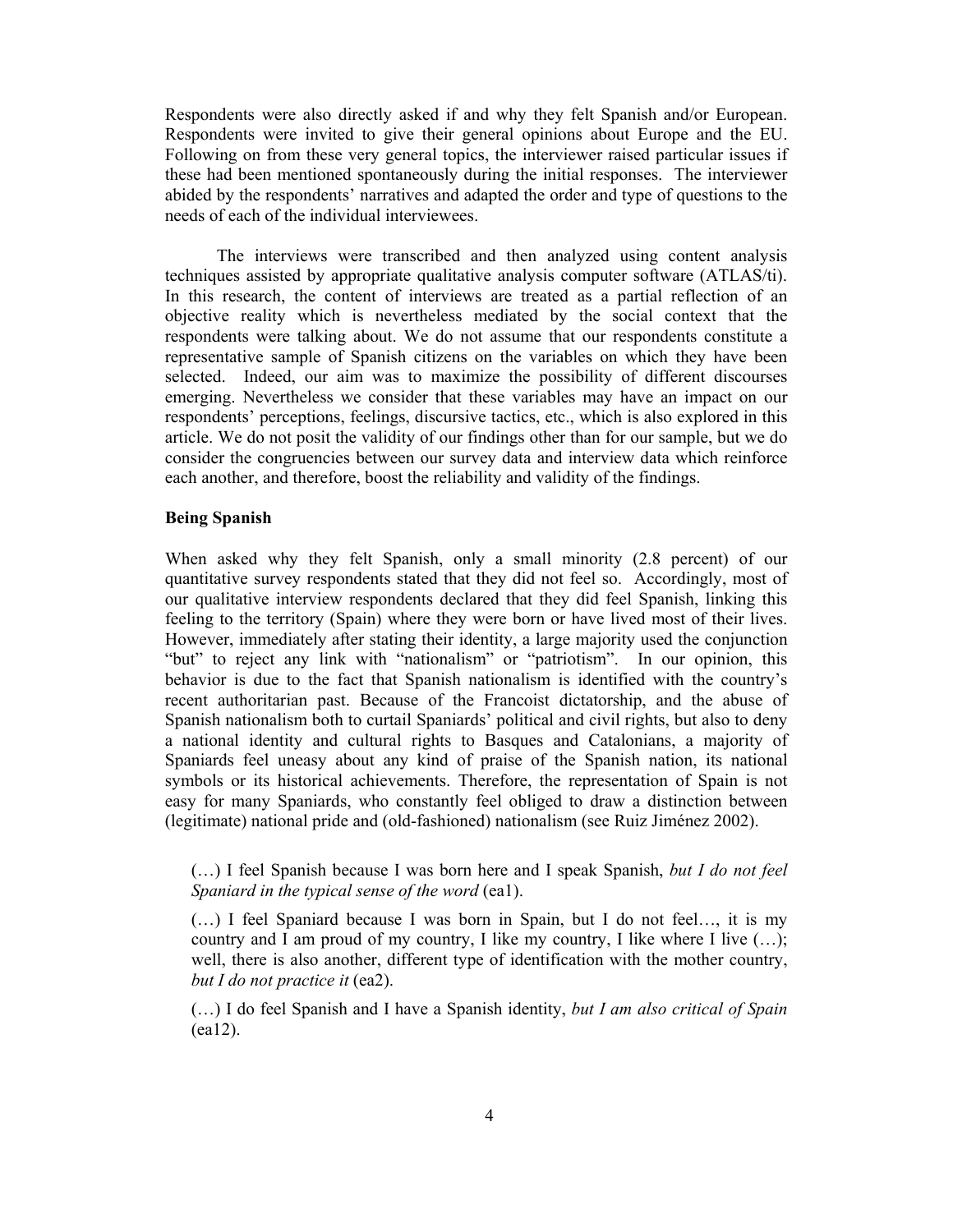Respondents were also directly asked if and why they felt Spanish and/or European. Respondents were invited to give their general opinions about Europe and the EU. Following on from these very general topics, the interviewer raised particular issues if these had been mentioned spontaneously during the initial responses. The interviewer abided by the respondents' narratives and adapted the order and type of questions to the needs of each of the individual interviewees.

The interviews were transcribed and then analyzed using content analysis techniques assisted by appropriate qualitative analysis computer software (ATLAS/ti). In this research, the content of interviews are treated as a partial reflection of an objective reality which is nevertheless mediated by the social context that the respondents were talking about. We do not assume that our respondents constitute a representative sample of Spanish citizens on the variables on which they have been selected. Indeed, our aim was to maximize the possibility of different discourses emerging. Nevertheless we consider that these variables may have an impact on our respondents' perceptions, feelings, discursive tactics, etc., which is also explored in this article. We do not posit the validity of our findings other than for our sample, but we do consider the congruencies between our survey data and interview data which reinforce each another, and therefore, boost the reliability and validity of the findings.

**Being Spanish**

When asked why they felt Spanish, only a small minority (2.8 percent) of our quantitative survey respondents stated that they did not feel so. Accordingly, most of our qualitative interview respondents declared that they did feel Spanish, linking this feeling to the territory (Spain) where they were born or have lived most of their lives. However, immediately after stating their identity, a large majority used the conjunction "but" to reject any link with "nationalism" or "patriotism". In our opinion, this behavior is due to the fact that Spanish nationalism is identified with the country's recent authoritarian past. Because of the Francoist dictatorship, and the abuse of Spanish nationalism both to curtail Spaniards' political and civil rights, but also to deny a national identity and cultural rights to Basques and Catalonians, a majority of Spaniards feel uneasy about any kind of praise of the Spanish nation, its national symbols or its historical achievements. Therefore, the representation of Spain is not easy for many Spaniards, who constantly feel obliged to draw a distinction between (legitimate) national pride and (old-fashioned) nationalism (see Ruiz Jiménez 2002).

> (…) I feel Spanish because I was born here and I speak Spanish, *but I do not feel Spaniard in the typical sense of the word* (ea1).
>
> (…) I feel Spaniard because I was born in Spain, but I do not feel…, it is my country and I am proud of my country, I like my country, I like where I live (…); well, there is also another, different type of identification with the mother country, *but I do not practice it* (ea2).
>
> (…) I do feel Spanish and I have a Spanish identity, *but I am also critical of Spain* (ea12).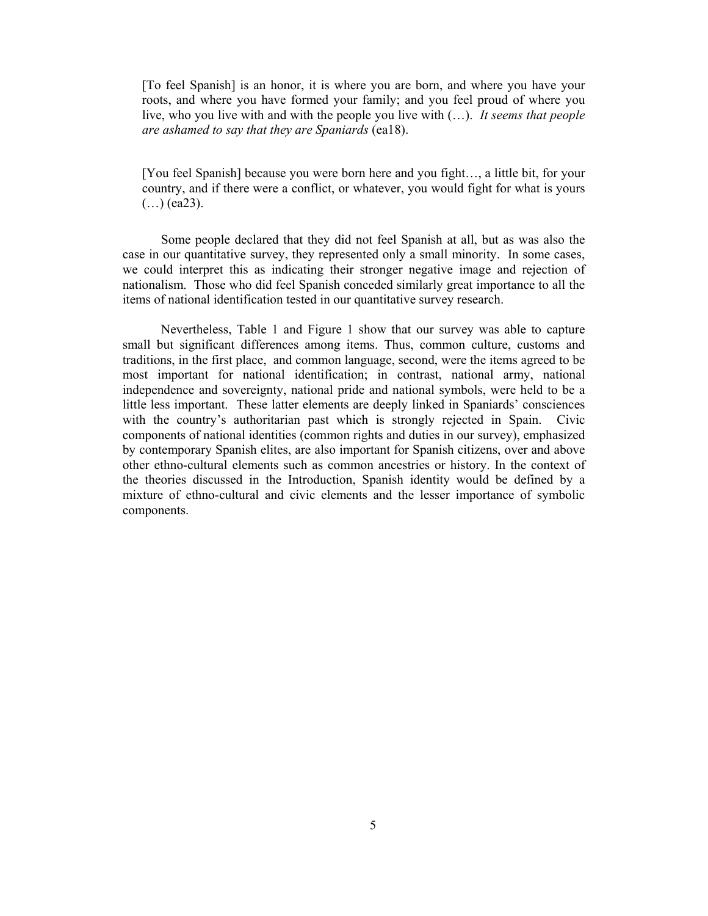> [To feel Spanish] is an honor, it is where you are born, and where you have your roots, and where you have formed your family; and you feel proud of where you live, who you live with and with the people you live with (…). *It seems that people are ashamed to say that they are Spaniards* (ea18).

> [You feel Spanish] because you were born here and you fight…, a little bit, for your country, and if there were a conflict, or whatever, you would fight for what is yours (…) (ea23).

Some people declared that they did not feel Spanish at all, but as was also the case in our quantitative survey, they represented only a small minority. In some cases, we could interpret this as indicating their stronger negative image and rejection of nationalism. Those who did feel Spanish conceded similarly great importance to all the items of national identification tested in our quantitative survey research.

Nevertheless, Table 1 and Figure 1 show that our survey was able to capture small but significant differences among items. Thus, common culture, customs and traditions, in the first place, and common language, second, were the items agreed to be most important for national identification; in contrast, national army, national independence and sovereignty, national pride and national symbols, were held to be a little less important. These latter elements are deeply linked in Spaniards' consciences with the country's authoritarian past which is strongly rejected in Spain. Civic components of national identities (common rights and duties in our survey), emphasized by contemporary Spanish elites, are also important for Spanish citizens, over and above other ethno-cultural elements such as common ancestries or history. In the context of the theories discussed in the Introduction, Spanish identity would be defined by a mixture of ethno-cultural and civic elements and the lesser importance of symbolic components.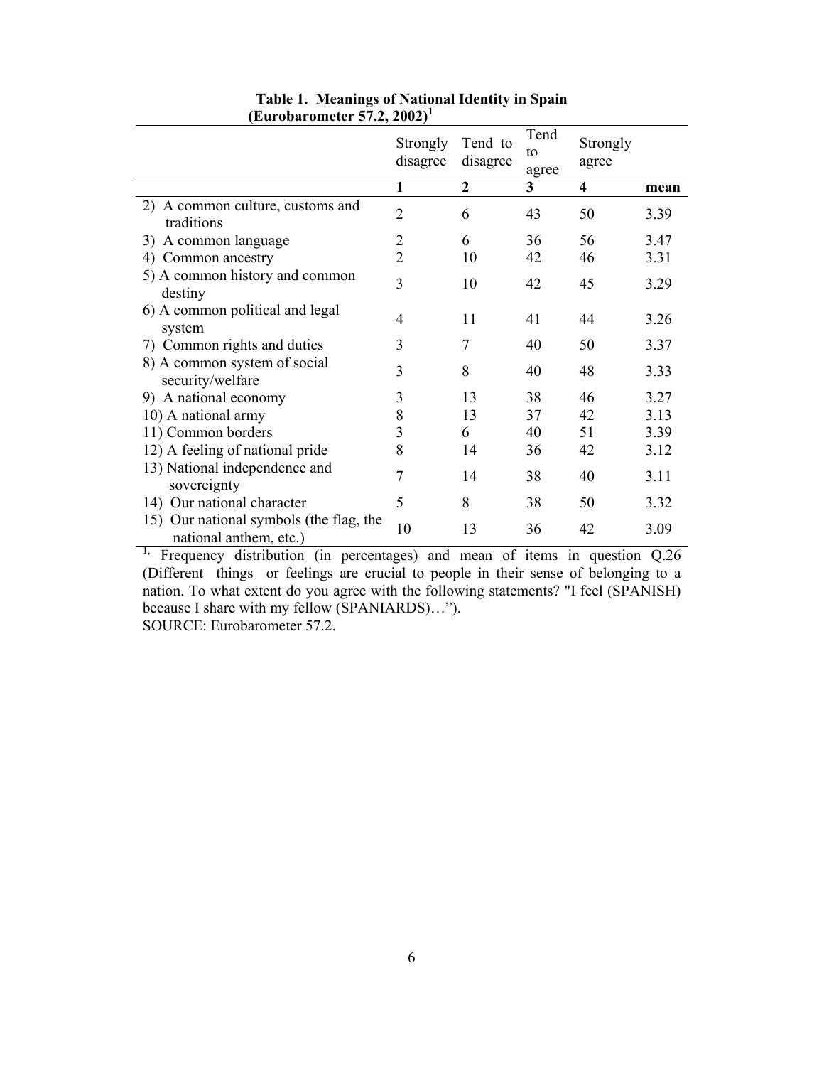**Table 1. Meanings of National Identity in Spain (Eurobarometer 57.2, 2002)[1]**

| | Strongly disagree | Tend to disagree | Tend to agree | Strongly agree | |
|---|---|---|---|---|---|
| | **1** | **2** | **3** | **4** | **mean** |
| 2) A common culture, customs and traditions | 2 | 6 | 43 | 50 | 3.39 |
| 3) A common language | 2 | 6 | 36 | 56 | 3.47 |
| 4) Common ancestry | 2 | 10 | 42 | 46 | 3.31 |
| 5) A common history and common destiny | 3 | 10 | 42 | 45 | 3.29 |
| 6) A common political and legal system | 4 | 11 | 41 | 44 | 3.26 |
| 7) Common rights and duties | 3 | 7 | 40 | 50 | 3.37 |
| 8) A common system of social security/welfare | 3 | 8 | 40 | 48 | 3.33 |
| 9) A national economy | 3 | 13 | 38 | 46 | 3.27 |
| 10) A national army | 8 | 13 | 37 | 42 | 3.13 |
| 11) Common borders | 3 | 6 | 40 | 51 | 3.39 |
| 12) A feeling of national pride | 8 | 14 | 36 | 42 | 3.12 |
| 13) National independence and sovereignty | 7 | 14 | 38 | 40 | 3.11 |
| 14) Our national character | 5 | 8 | 38 | 50 | 3.32 |
| 15) Our national symbols (the flag, the national anthem, etc.) | 10 | 13 | 36 | 42 | 3.09 |

[1,] Frequency distribution (in percentages) and mean of items in question Q.26 (Different things or feelings are crucial to people in their sense of belonging to a nation. To what extent do you agree with the following statements? "I feel (SPANISH) because I share with my fellow (SPANIARDS)…").

SOURCE: Eurobarometer 57.2.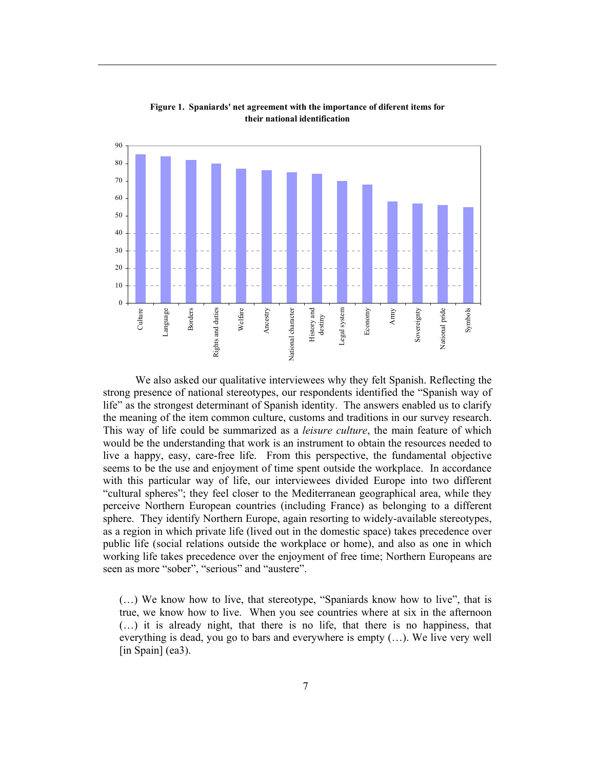**Figure 1. Spaniards' net agreement with the importance of diferent items for their national identification**

We also asked our qualitative interviewees why they felt Spanish. Reflecting the strong presence of national stereotypes, our respondents identified the "Spanish way of life" as the strongest determinant of Spanish identity. The answers enabled us to clarify the meaning of the item common culture, customs and traditions in our survey research. This way of life could be summarized as a *leisure culture*, the main feature of which would be the understanding that work is an instrument to obtain the resources needed to live a happy, easy, care-free life. From this perspective, the fundamental objective seems to be the use and enjoyment of time spent outside the workplace. In accordance with this particular way of life, our interviewees divided Europe into two different "cultural spheres"; they feel closer to the Mediterranean geographical area, while they perceive Northern European countries (including France) as belonging to a different sphere. They identify Northern Europe, again resorting to widely-available stereotypes, as a region in which private life (lived out in the domestic space) takes precedence over public life (social relations outside the workplace or home), and also as one in which working life takes precedence over the enjoyment of free time; Northern Europeans are seen as more "sober", "serious" and "austere".

> (…) We know how to live, that stereotype, "Spaniards know how to live", that is true, we know how to live. When you see countries where at six in the afternoon (…) it is already night, that there is no life, that there is no happiness, that everything is dead, you go to bars and everywhere is empty (…). We live very well [in Spain] (ea3).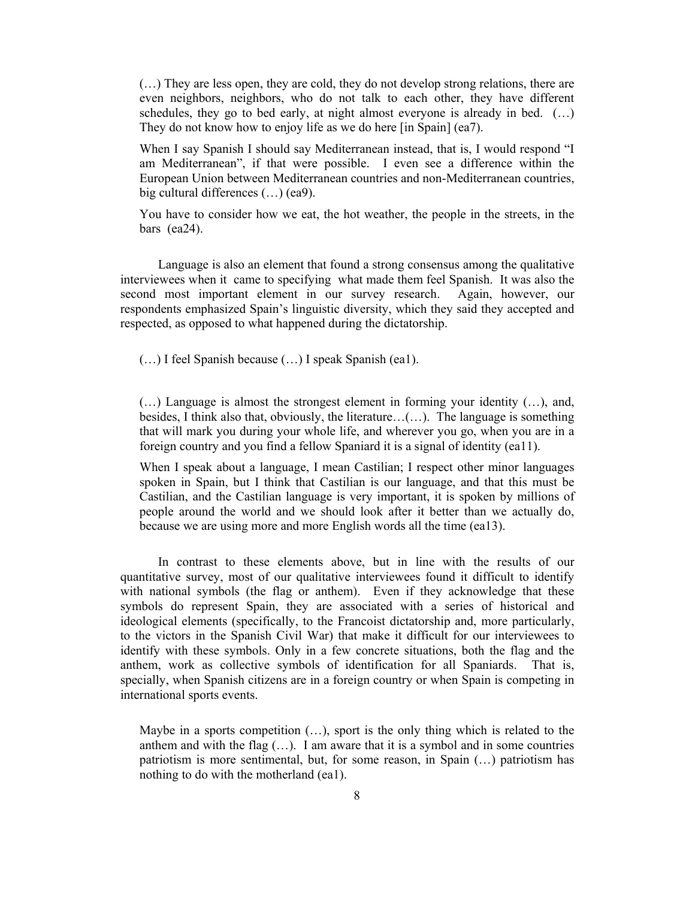> (…) They are less open, they are cold, they do not develop strong relations, there are even neighbors, neighbors, who do not talk to each other, they have different schedules, they go to bed early, at night almost everyone is already in bed. (…) They do not know how to enjoy life as we do here [in Spain] (ea7).

> When I say Spanish I should say Mediterranean instead, that is, I would respond "I am Mediterranean", if that were possible. I even see a difference within the European Union between Mediterranean countries and non-Mediterranean countries, big cultural differences (…) (ea9).

> You have to consider how we eat, the hot weather, the people in the streets, in the bars (ea24).

Language is also an element that found a strong consensus among the qualitative interviewees when it came to specifying what made them feel Spanish. It was also the second most important element in our survey research. Again, however, our respondents emphasized Spain's linguistic diversity, which they said they accepted and respected, as opposed to what happened during the dictatorship.

> (…) I feel Spanish because (…) I speak Spanish (ea1).

> (…) Language is almost the strongest element in forming your identity (…), and, besides, I think also that, obviously, the literature…(…). The language is something that will mark you during your whole life, and wherever you go, when you are in a foreign country and you find a fellow Spaniard it is a signal of identity (ea11).

> When I speak about a language, I mean Castilian; I respect other minor languages spoken in Spain, but I think that Castilian is our language, and that this must be Castilian, and the Castilian language is very important, it is spoken by millions of people around the world and we should look after it better than we actually do, because we are using more and more English words all the time (ea13).

In contrast to these elements above, but in line with the results of our quantitative survey, most of our qualitative interviewees found it difficult to identify with national symbols (the flag or anthem). Even if they acknowledge that these symbols do represent Spain, they are associated with a series of historical and ideological elements (specifically, to the Francoist dictatorship and, more particularly, to the victors in the Spanish Civil War) that make it difficult for our interviewees to identify with these symbols. Only in a few concrete situations, both the flag and the anthem, work as collective symbols of identification for all Spaniards. That is, specially, when Spanish citizens are in a foreign country or when Spain is competing in international sports events.

> Maybe in a sports competition (…), sport is the only thing which is related to the anthem and with the flag (…). I am aware that it is a symbol and in some countries patriotism is more sentimental, but, for some reason, in Spain (…) patriotism has nothing to do with the motherland (ea1).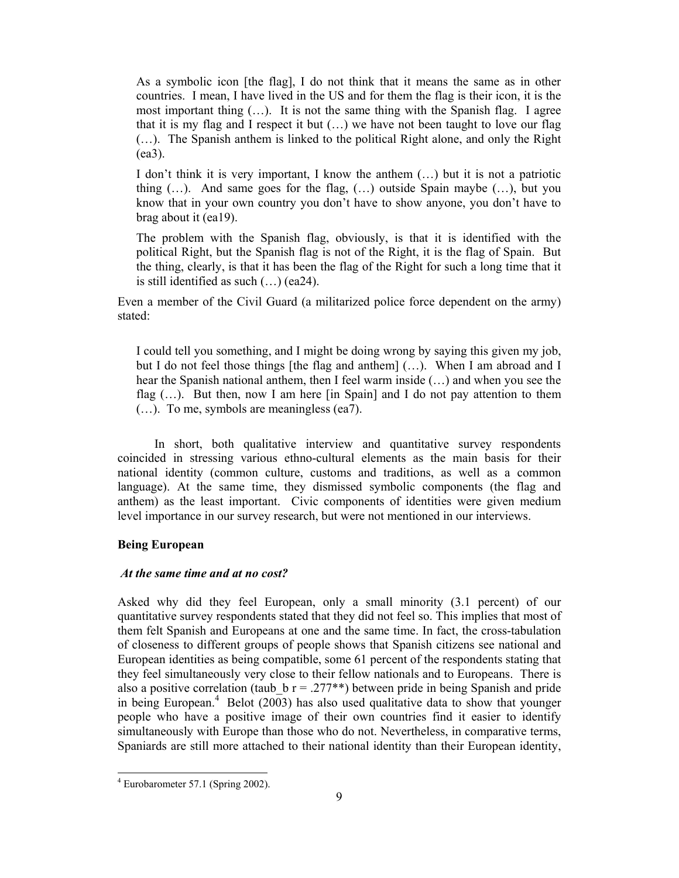> As a symbolic icon [the flag], I do not think that it means the same as in other countries. I mean, I have lived in the US and for them the flag is their icon, it is the most important thing (…). It is not the same thing with the Spanish flag. I agree that it is my flag and I respect it but (…) we have not been taught to love our flag (…). The Spanish anthem is linked to the political Right alone, and only the Right (ea3).
>
> I don't think it is very important, I know the anthem (…) but it is not a patriotic thing (…). And same goes for the flag, (…) outside Spain maybe (…), but you know that in your own country you don't have to show anyone, you don't have to brag about it (ea19).
>
> The problem with the Spanish flag, obviously, is that it is identified with the political Right, but the Spanish flag is not of the Right, it is the flag of Spain. But the thing, clearly, is that it has been the flag of the Right for such a long time that it is still identified as such (…) (ea24).

Even a member of the Civil Guard (a militarized police force dependent on the army) stated:

> I could tell you something, and I might be doing wrong by saying this given my job, but I do not feel those things [the flag and anthem] (…). When I am abroad and I hear the Spanish national anthem, then I feel warm inside (…) and when you see the flag (…). But then, now I am here [in Spain] and I do not pay attention to them (…). To me, symbols are meaningless (ea7).

In short, both qualitative interview and quantitative survey respondents coincided in stressing various ethno-cultural elements as the main basis for their national identity (common culture, customs and traditions, as well as a common language). At the same time, they dismissed symbolic components (the flag and anthem) as the least important. Civic components of identities were given medium level importance in our survey research, but were not mentioned in our interviews.

## Being European

### *At the same time and at no cost?*

Asked why did they feel European, only a small minority (3.1 percent) of our quantitative survey respondents stated that they did not feel so. This implies that most of them felt Spanish and Europeans at one and the same time. In fact, the cross-tabulation of closeness to different groups of people shows that Spanish citizens see national and European identities as being compatible, some 61 percent of the respondents stating that they feel simultaneously very close to their fellow nationals and to Europeans. There is also a positive correlation (taub_b r = .277**) between pride in being Spanish and pride in being European.[4] Belot (2003) has also used qualitative data to show that younger people who have a positive image of their own countries find it easier to identify simultaneously with Europe than those who do not. Nevertheless, in comparative terms, Spaniards are still more attached to their national identity than their European identity,

[4] Eurobarometer 57.1 (Spring 2002).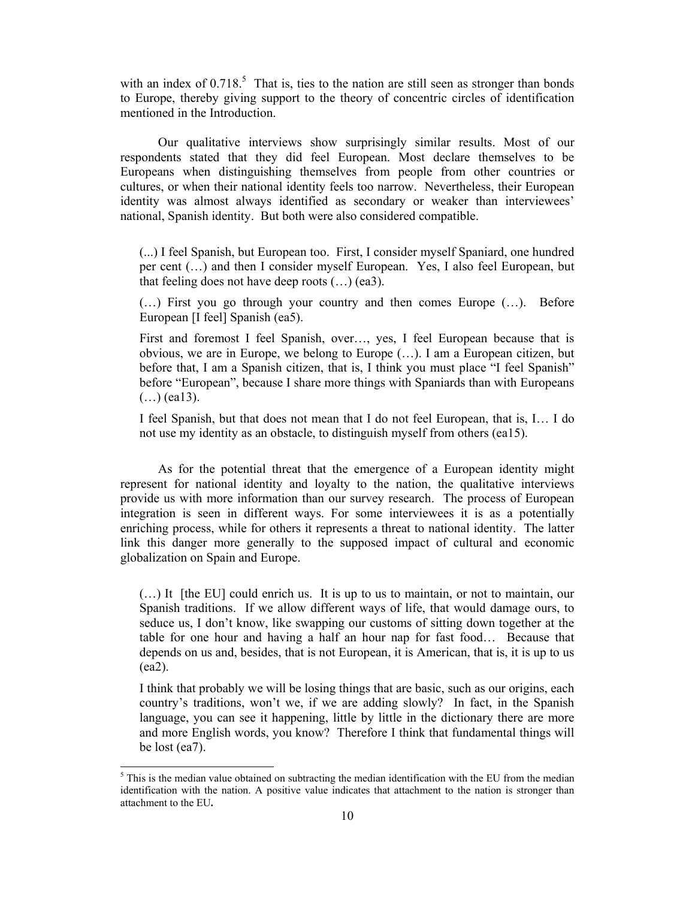with an index of 0.718.[5] That is, ties to the nation are still seen as stronger than bonds to Europe, thereby giving support to the theory of concentric circles of identification mentioned in the Introduction.

Our qualitative interviews show surprisingly similar results. Most of our respondents stated that they did feel European. Most declare themselves to be Europeans when distinguishing themselves from people from other countries or cultures, or when their national identity feels too narrow. Nevertheless, their European identity was almost always identified as secondary or weaker than interviewees' national, Spanish identity. But both were also considered compatible.

> (...) I feel Spanish, but European too. First, I consider myself Spaniard, one hundred per cent (…) and then I consider myself European. Yes, I also feel European, but that feeling does not have deep roots (…) (ea3).
>
> (…) First you go through your country and then comes Europe (…). Before European [I feel] Spanish (ea5).
>
> First and foremost I feel Spanish, over…, yes, I feel European because that is obvious, we are in Europe, we belong to Europe (…). I am a European citizen, but before that, I am a Spanish citizen, that is, I think you must place "I feel Spanish" before "European", because I share more things with Spaniards than with Europeans (…) (ea13).
>
> I feel Spanish, but that does not mean that I do not feel European, that is, I… I do not use my identity as an obstacle, to distinguish myself from others (ea15).

As for the potential threat that the emergence of a European identity might represent for national identity and loyalty to the nation, the qualitative interviews provide us with more information than our survey research. The process of European integration is seen in different ways. For some interviewees it is as a potentially enriching process, while for others it represents a threat to national identity. The latter link this danger more generally to the supposed impact of cultural and economic globalization on Spain and Europe.

> (…) It [the EU] could enrich us. It is up to us to maintain, or not to maintain, our Spanish traditions. If we allow different ways of life, that would damage ours, to seduce us, I don't know, like swapping our customs of sitting down together at the table for one hour and having a half an hour nap for fast food… Because that depends on us and, besides, that is not European, it is American, that is, it is up to us (ea2).
>
> I think that probably we will be losing things that are basic, such as our origins, each country's traditions, won't we, if we are adding slowly? In fact, in the Spanish language, you can see it happening, little by little in the dictionary there are more and more English words, you know? Therefore I think that fundamental things will be lost (ea7).

[5] This is the median value obtained on subtracting the median identification with the EU from the median identification with the nation. A positive value indicates that attachment to the nation is stronger than attachment to the EU**.**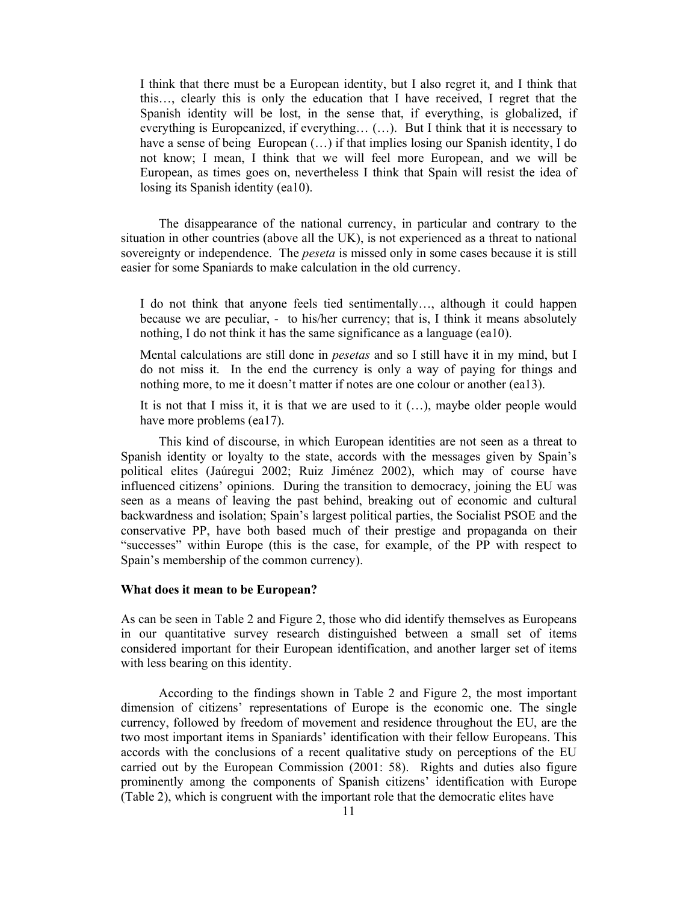> I think that there must be a European identity, but I also regret it, and I think that this…, clearly this is only the education that I have received, I regret that the Spanish identity will be lost, in the sense that, if everything, is globalized, if everything is Europeanized, if everything… (…). But I think that it is necessary to have a sense of being European (…) if that implies losing our Spanish identity, I do not know; I mean, I think that we will feel more European, and we will be European, as times goes on, nevertheless I think that Spain will resist the idea of losing its Spanish identity (ea10).

The disappearance of the national currency, in particular and contrary to the situation in other countries (above all the UK), is not experienced as a threat to national sovereignty or independence. The *peseta* is missed only in some cases because it is still easier for some Spaniards to make calculation in the old currency.

> I do not think that anyone feels tied sentimentally…, although it could happen because we are peculiar, - to his/her currency; that is, I think it means absolutely nothing, I do not think it has the same significance as a language (ea10).
>
> Mental calculations are still done in *pesetas* and so I still have it in my mind, but I do not miss it. In the end the currency is only a way of paying for things and nothing more, to me it doesn't matter if notes are one colour or another (ea13).
>
> It is not that I miss it, it is that we are used to it (…), maybe older people would have more problems (ea17).

This kind of discourse, in which European identities are not seen as a threat to Spanish identity or loyalty to the state, accords with the messages given by Spain's political elites (Jaúregui 2002; Ruiz Jiménez 2002), which may of course have influenced citizens' opinions. During the transition to democracy, joining the EU was seen as a means of leaving the past behind, breaking out of economic and cultural backwardness and isolation; Spain's largest political parties, the Socialist PSOE and the conservative PP, have both based much of their prestige and propaganda on their "successes" within Europe (this is the case, for example, of the PP with respect to Spain's membership of the common currency).

**What does it mean to be European?**

As can be seen in Table 2 and Figure 2, those who did identify themselves as Europeans in our quantitative survey research distinguished between a small set of items considered important for their European identification, and another larger set of items with less bearing on this identity.

According to the findings shown in Table 2 and Figure 2, the most important dimension of citizens' representations of Europe is the economic one. The single currency, followed by freedom of movement and residence throughout the EU, are the two most important items in Spaniards' identification with their fellow Europeans. This accords with the conclusions of a recent qualitative study on perceptions of the EU carried out by the European Commission (2001: 58). Rights and duties also figure prominently among the components of Spanish citizens' identification with Europe (Table 2), which is congruent with the important role that the democratic elites have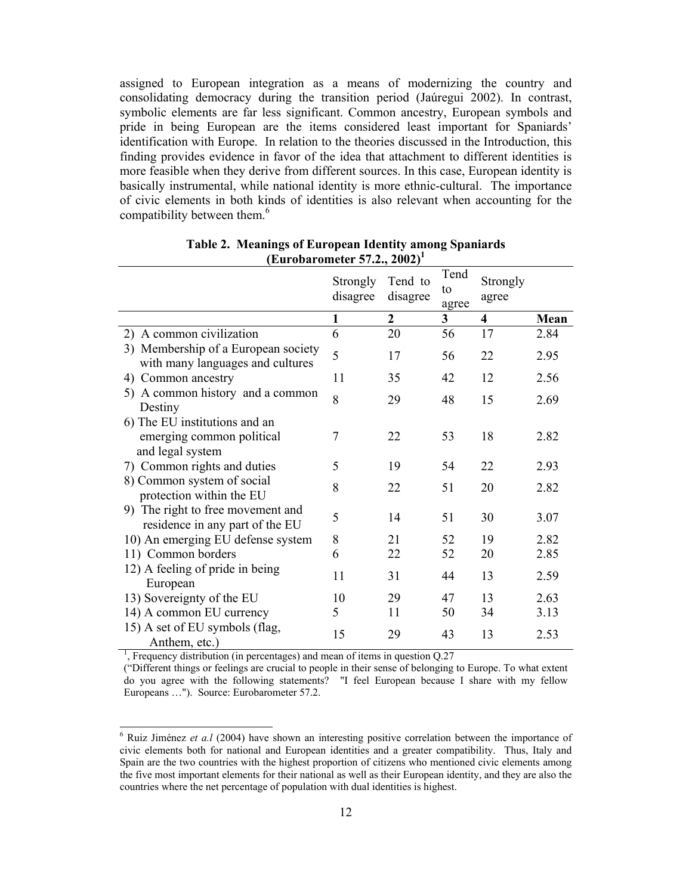assigned to European integration as a means of modernizing the country and consolidating democracy during the transition period (Jaúregui 2002). In contrast, symbolic elements are far less significant. Common ancestry, European symbols and pride in being European are the items considered least important for Spaniards' identification with Europe. In relation to the theories discussed in the Introduction, this finding provides evidence in favor of the idea that attachment to different identities is more feasible when they derive from different sources. In this case, European identity is basically instrumental, while national identity is more ethnic-cultural. The importance of civic elements in both kinds of identities is also relevant when accounting for the compatibility between them.[6]

**Table 2. Meanings of European Identity among Spaniards (Eurobarometer 57.2., 2002)[1]**

| | Strongly disagree | Tend to disagree | Tend to agree | Strongly agree | |
|---|---|---|---|---|---|
| | **1** | **2** | **3** | **4** | **Mean** |
| 2) A common civilization | 6 | 20 | 56 | 17 | 2.84 |
| 3) Membership of a European society with many languages and cultures | 5 | 17 | 56 | 22 | 2.95 |
| 4) Common ancestry | 11 | 35 | 42 | 12 | 2.56 |
| 5) A common history and a common Destiny | 8 | 29 | 48 | 15 | 2.69 |
| 6) The EU institutions and an emerging common political and legal system | 7 | 22 | 53 | 18 | 2.82 |
| 7) Common rights and duties | 5 | 19 | 54 | 22 | 2.93 |
| 8) Common system of social protection within the EU | 8 | 22 | 51 | 20 | 2.82 |
| 9) The right to free movement and residence in any part of the EU | 5 | 14 | 51 | 30 | 3.07 |
| 10) An emerging EU defense system | 8 | 21 | 52 | 19 | 2.82 |
| 11) Common borders | 6 | 22 | 52 | 20 | 2.85 |
| 12) A feeling of pride in being European | 11 | 31 | 44 | 13 | 2.59 |
| 13) Sovereignty of the EU | 10 | 29 | 47 | 13 | 2.63 |
| 14) A common EU currency | 5 | 11 | 50 | 34 | 3.13 |
| 15) A set of EU symbols (flag, Anthem, etc.) | 15 | 29 | 43 | 13 | 2.53 |

[1], Frequency distribution (in percentages) and mean of items in question Q.27 ("Different things or feelings are crucial to people in their sense of belonging to Europe. To what extent do you agree with the following statements? "I feel European because I share with my fellow Europeans …"). Source: Eurobarometer 57.2.

[6] Ruiz Jiménez *et a.l* (2004) have shown an interesting positive correlation between the importance of civic elements both for national and European identities and a greater compatibility. Thus, Italy and Spain are the two countries with the highest proportion of citizens who mentioned civic elements among the five most important elements for their national as well as their European identity, and they are also the countries where the net percentage of population with dual identities is highest.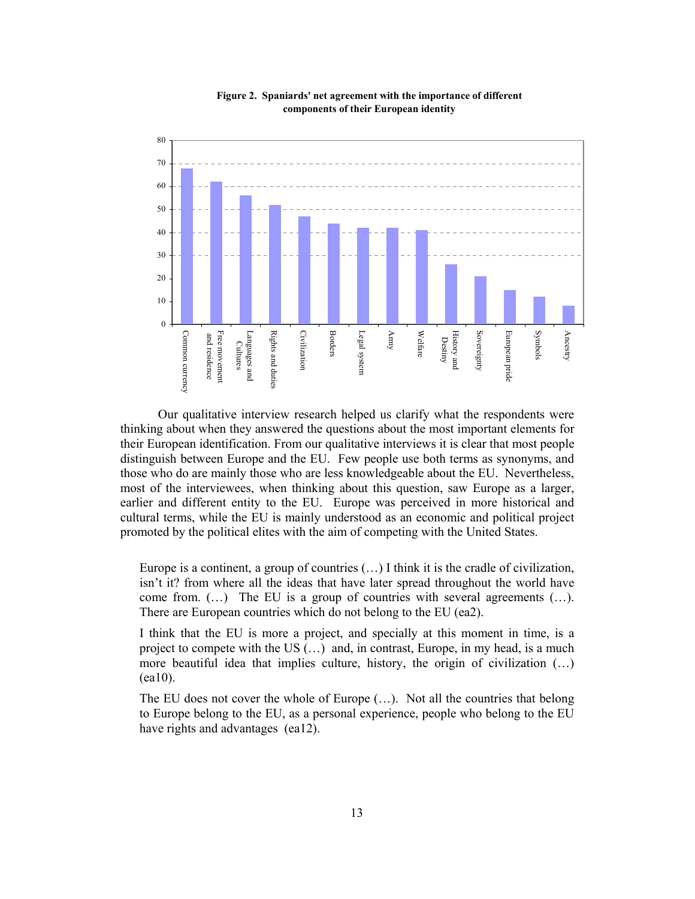**Figure 2. Spaniards' net agreement with the importance of different components of their European identity**

| Component | Net agreement |
|---|---|
| Common currency | 68 |
| Free movement and residence | 62 |
| Languages and Cultures | 56 |
| Rights and duties | 52 |
| Civilization | 47 |
| Borders | 44 |
| Legal system | 42 |
| Army | 42 |
| Welfare | 41 |
| History and Destiny | 26 |
| Sovereignty | 21 |
| European pride | 15 |
| Symbols | 12 |
| Ancestry | 8 |

Our qualitative interview research helped us clarify what the respondents were thinking about when they answered the questions about the most important elements for their European identification. From our qualitative interviews it is clear that most people distinguish between Europe and the EU. Few people use both terms as synonyms, and those who do are mainly those who are less knowledgeable about the EU. Nevertheless, most of the interviewees, when thinking about this question, saw Europe as a larger, earlier and different entity to the EU. Europe was perceived in more historical and cultural terms, while the EU is mainly understood as an economic and political project promoted by the political elites with the aim of competing with the United States.

> Europe is a continent, a group of countries (…) I think it is the cradle of civilization, isn't it? from where all the ideas that have later spread throughout the world have come from. (…) The EU is a group of countries with several agreements (…). There are European countries which do not belong to the EU (ea2).

> I think that the EU is more a project, and specially at this moment in time, is a project to compete with the US (…) and, in contrast, Europe, in my head, is a much more beautiful idea that implies culture, history, the origin of civilization (…) (ea10).

> The EU does not cover the whole of Europe (…). Not all the countries that belong to Europe belong to the EU, as a personal experience, people who belong to the EU have rights and advantages (ea12).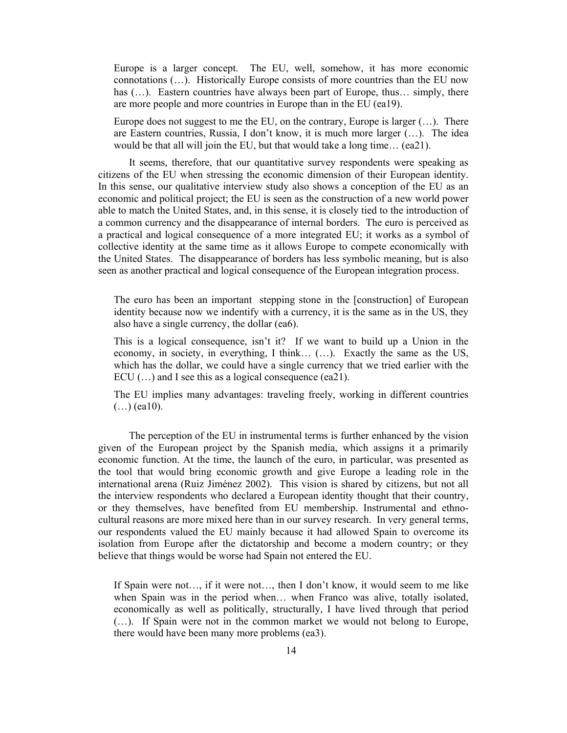> Europe is a larger concept. The EU, well, somehow, it has more economic connotations (…). Historically Europe consists of more countries than the EU now has (…). Eastern countries have always been part of Europe, thus… simply, there are more people and more countries in Europe than in the EU (ea19).

> Europe does not suggest to me the EU, on the contrary, Europe is larger (…). There are Eastern countries, Russia, I don't know, it is much more larger (…). The idea would be that all will join the EU, but that would take a long time… (ea21).

It seems, therefore, that our quantitative survey respondents were speaking as citizens of the EU when stressing the economic dimension of their European identity. In this sense, our qualitative interview study also shows a conception of the EU as an economic and political project; the EU is seen as the construction of a new world power able to match the United States, and, in this sense, it is closely tied to the introduction of a common currency and the disappearance of internal borders. The euro is perceived as a practical and logical consequence of a more integrated EU; it works as a symbol of collective identity at the same time as it allows Europe to compete economically with the United States. The disappearance of borders has less symbolic meaning, but is also seen as another practical and logical consequence of the European integration process.

> The euro has been an important stepping stone in the [construction] of European identity because now we indentify with a currency, it is the same as in the US, they also have a single currency, the dollar (ea6).

> This is a logical consequence, isn't it? If we want to build up a Union in the economy, in society, in everything, I think… (…). Exactly the same as the US, which has the dollar, we could have a single currency that we tried earlier with the ECU (…) and I see this as a logical consequence (ea21).

> The EU implies many advantages: traveling freely, working in different countries (…) (ea10).

The perception of the EU in instrumental terms is further enhanced by the vision given of the European project by the Spanish media, which assigns it a primarily economic function. At the time, the launch of the euro, in particular, was presented as the tool that would bring economic growth and give Europe a leading role in the international arena (Ruiz Jiménez 2002). This vision is shared by citizens, but not all the interview respondents who declared a European identity thought that their country, or they themselves, have benefited from EU membership. Instrumental and ethno-cultural reasons are more mixed here than in our survey research. In very general terms, our respondents valued the EU mainly because it had allowed Spain to overcome its isolation from Europe after the dictatorship and become a modern country; or they believe that things would be worse had Spain not entered the EU.

> If Spain were not…, if it were not…, then I don't know, it would seem to me like when Spain was in the period when… when Franco was alive, totally isolated, economically as well as politically, structurally, I have lived through that period (…). If Spain were not in the common market we would not belong to Europe, there would have been many more problems (ea3).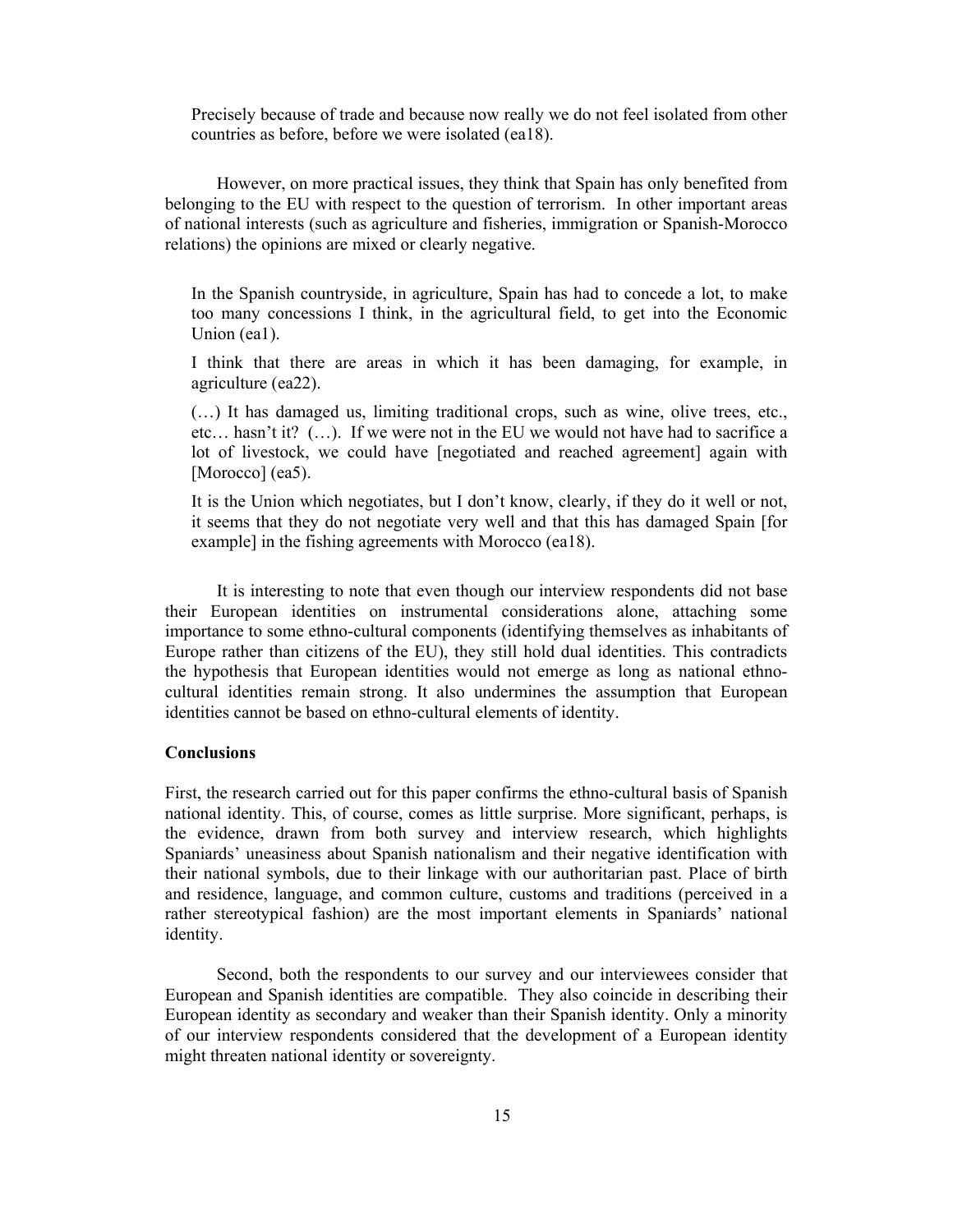> Precisely because of trade and because now really we do not feel isolated from other countries as before, before we were isolated (ea18).

However, on more practical issues, they think that Spain has only benefited from belonging to the EU with respect to the question of terrorism. In other important areas of national interests (such as agriculture and fisheries, immigration or Spanish-Morocco relations) the opinions are mixed or clearly negative.

> In the Spanish countryside, in agriculture, Spain has had to concede a lot, to make too many concessions I think, in the agricultural field, to get into the Economic Union (ea1).
>
> I think that there are areas in which it has been damaging, for example, in agriculture (ea22).
>
> (…) It has damaged us, limiting traditional crops, such as wine, olive trees, etc., etc… hasn't it? (…). If we were not in the EU we would not have had to sacrifice a lot of livestock, we could have [negotiated and reached agreement] again with [Morocco] (ea5).
>
> It is the Union which negotiates, but I don't know, clearly, if they do it well or not, it seems that they do not negotiate very well and that this has damaged Spain [for example] in the fishing agreements with Morocco (ea18).

It is interesting to note that even though our interview respondents did not base their European identities on instrumental considerations alone, attaching some importance to some ethno-cultural components (identifying themselves as inhabitants of Europe rather than citizens of the EU), they still hold dual identities. This contradicts the hypothesis that European identities would not emerge as long as national ethno-cultural identities remain strong. It also undermines the assumption that European identities cannot be based on ethno-cultural elements of identity.

**Conclusions**

First, the research carried out for this paper confirms the ethno-cultural basis of Spanish national identity. This, of course, comes as little surprise. More significant, perhaps, is the evidence, drawn from both survey and interview research, which highlights Spaniards' uneasiness about Spanish nationalism and their negative identification with their national symbols, due to their linkage with our authoritarian past. Place of birth and residence, language, and common culture, customs and traditions (perceived in a rather stereotypical fashion) are the most important elements in Spaniards' national identity.

Second, both the respondents to our survey and our interviewees consider that European and Spanish identities are compatible. They also coincide in describing their European identity as secondary and weaker than their Spanish identity. Only a minority of our interview respondents considered that the development of a European identity might threaten national identity or sovereignty.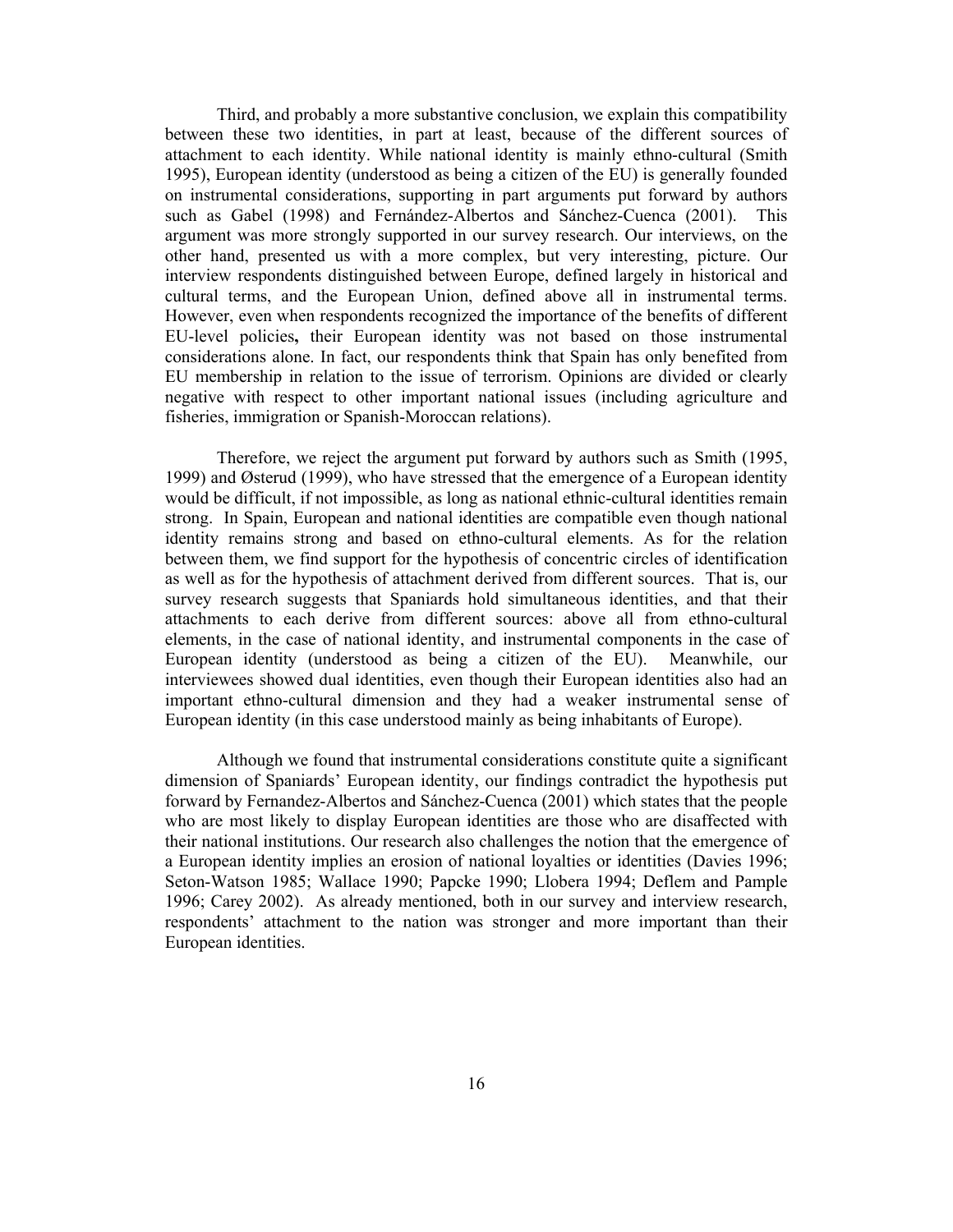Third, and probably a more substantive conclusion, we explain this compatibility between these two identities, in part at least, because of the different sources of attachment to each identity. While national identity is mainly ethno-cultural (Smith 1995), European identity (understood as being a citizen of the EU) is generally founded on instrumental considerations, supporting in part arguments put forward by authors such as Gabel (1998) and Fernández-Albertos and Sánchez-Cuenca (2001). This argument was more strongly supported in our survey research. Our interviews, on the other hand, presented us with a more complex, but very interesting, picture. Our interview respondents distinguished between Europe, defined largely in historical and cultural terms, and the European Union, defined above all in instrumental terms. However, even when respondents recognized the importance of the benefits of different EU-level policies**,** their European identity was not based on those instrumental considerations alone. In fact, our respondents think that Spain has only benefited from EU membership in relation to the issue of terrorism. Opinions are divided or clearly negative with respect to other important national issues (including agriculture and fisheries, immigration or Spanish-Moroccan relations).

Therefore, we reject the argument put forward by authors such as Smith (1995, 1999) and Østerud (1999), who have stressed that the emergence of a European identity would be difficult, if not impossible, as long as national ethnic-cultural identities remain strong. In Spain, European and national identities are compatible even though national identity remains strong and based on ethno-cultural elements. As for the relation between them, we find support for the hypothesis of concentric circles of identification as well as for the hypothesis of attachment derived from different sources. That is, our survey research suggests that Spaniards hold simultaneous identities, and that their attachments to each derive from different sources: above all from ethno-cultural elements, in the case of national identity, and instrumental components in the case of European identity (understood as being a citizen of the EU). Meanwhile, our interviewees showed dual identities, even though their European identities also had an important ethno-cultural dimension and they had a weaker instrumental sense of European identity (in this case understood mainly as being inhabitants of Europe).

Although we found that instrumental considerations constitute quite a significant dimension of Spaniards' European identity, our findings contradict the hypothesis put forward by Fernandez-Albertos and Sánchez-Cuenca (2001) which states that the people who are most likely to display European identities are those who are disaffected with their national institutions. Our research also challenges the notion that the emergence of a European identity implies an erosion of national loyalties or identities (Davies 1996; Seton-Watson 1985; Wallace 1990; Papcke 1990; Llobera 1994; Deflem and Pample 1996; Carey 2002). As already mentioned, both in our survey and interview research, respondents' attachment to the nation was stronger and more important than their European identities.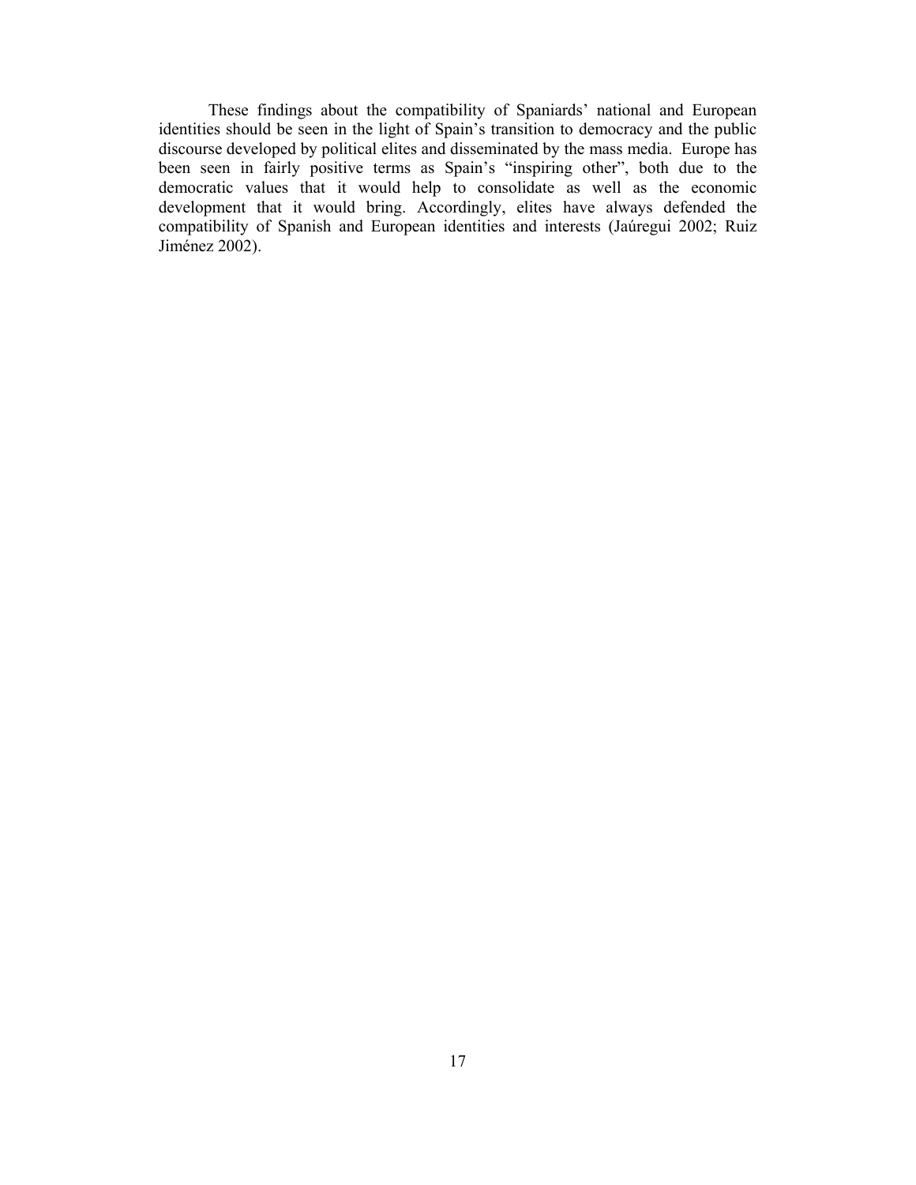These findings about the compatibility of Spaniards' national and European identities should be seen in the light of Spain's transition to democracy and the public discourse developed by political elites and disseminated by the mass media. Europe has been seen in fairly positive terms as Spain's "inspiring other", both due to the democratic values that it would help to consolidate as well as the economic development that it would bring. Accordingly, elites have always defended the compatibility of Spanish and European identities and interests (Jaúregui 2002; Ruiz Jiménez 2002).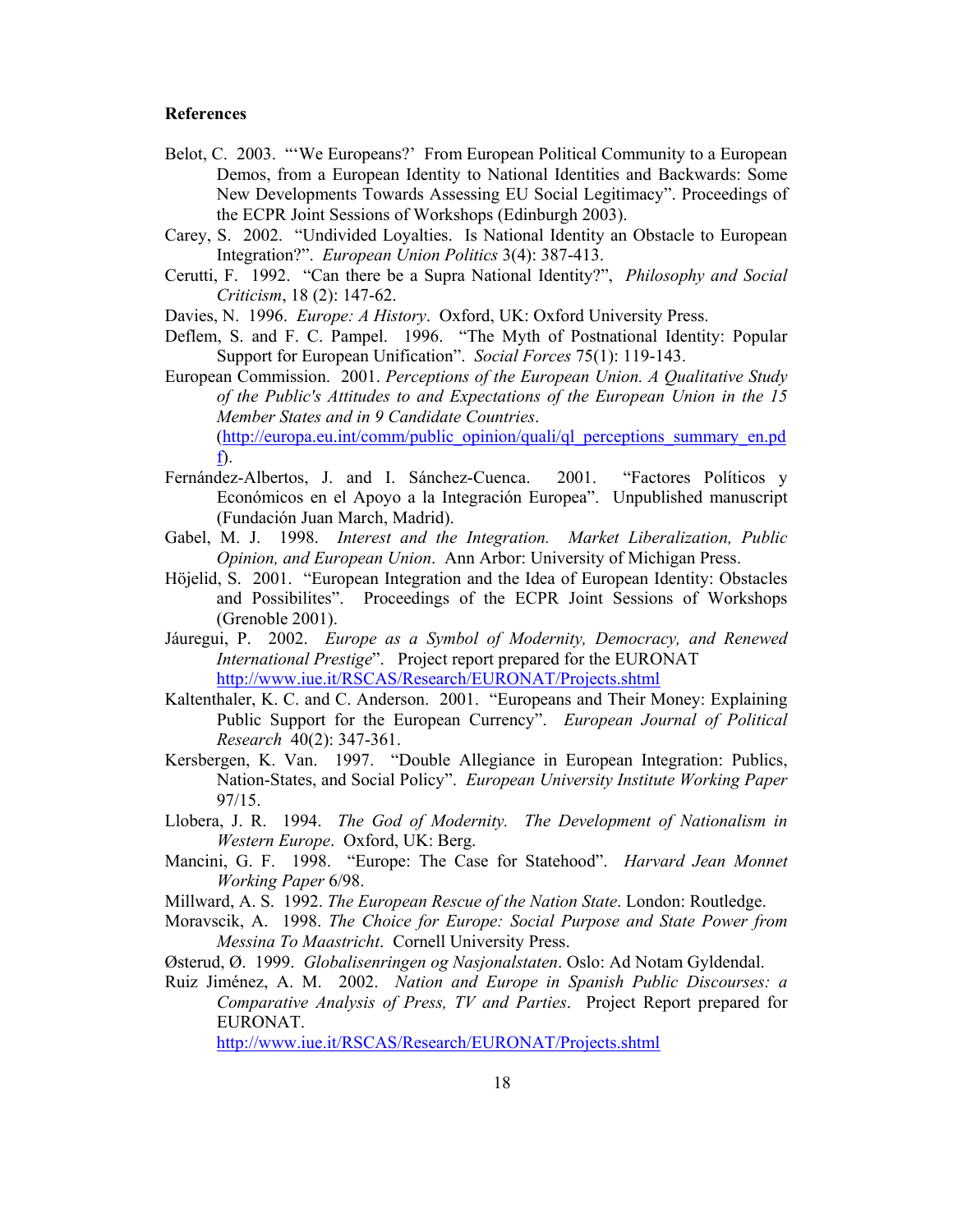**References**

Belot, C. 2003. "'We Europeans?' From European Political Community to a European Demos, from a European Identity to National Identities and Backwards: Some New Developments Towards Assessing EU Social Legitimacy". Proceedings of the ECPR Joint Sessions of Workshops (Edinburgh 2003).

Carey, S. 2002. "Undivided Loyalties. Is National Identity an Obstacle to European Integration?". *European Union Politics* 3(4): 387-413.

Cerutti, F. 1992. "Can there be a Supra National Identity?", *Philosophy and Social Criticism*, 18 (2): 147-62.

Davies, N. 1996. *Europe: A History*. Oxford, UK: Oxford University Press.

Deflem, S. and F. C. Pampel. 1996. "The Myth of Postnational Identity: Popular Support for European Unification". *Social Forces* 75(1): 119-143.

European Commission. 2001. *Perceptions of the European Union. A Qualitative Study of the Public's Attitudes to and Expectations of the European Union in the 15 Member States and in 9 Candidate Countries*. (http://europa.eu.int/comm/public_opinion/quali/ql_perceptions_summary_en.pdf).

Fernández-Albertos, J. and I. Sánchez-Cuenca. 2001. "Factores Políticos y Económicos en el Apoyo a la Integración Europea". Unpublished manuscript (Fundación Juan March, Madrid).

Gabel, M. J. 1998. *Interest and the Integration. Market Liberalization, Public Opinion, and European Union*. Ann Arbor: University of Michigan Press.

Höjelid, S. 2001. "European Integration and the Idea of European Identity: Obstacles and Possibilites". Proceedings of the ECPR Joint Sessions of Workshops (Grenoble 2001).

Jáuregui, P. 2002. *Europe as a Symbol of Modernity, Democracy, and Renewed International Prestige*". Project report prepared for the EURONAT http://www.iue.it/RSCAS/Research/EURONAT/Projects.shtml

Kaltenthaler, K. C. and C. Anderson. 2001. "Europeans and Their Money: Explaining Public Support for the European Currency". *European Journal of Political Research* 40(2): 347-361.

Kersbergen, K. Van. 1997. "Double Allegiance in European Integration: Publics, Nation-States, and Social Policy". *European University Institute Working Paper* 97/15.

Llobera, J. R. 1994. *The God of Modernity. The Development of Nationalism in Western Europe*. Oxford, UK: Berg.

Mancini, G. F. 1998. "Europe: The Case for Statehood". *Harvard Jean Monnet Working Paper* 6/98.

Millward, A. S. 1992. *The European Rescue of the Nation State*. London: Routledge.

Moravscik, A. 1998. *The Choice for Europe: Social Purpose and State Power from Messina To Maastricht*. Cornell University Press.

Østerud, Ø. 1999. *Globalisenringen og Nasjonalstaten*. Oslo: Ad Notam Gyldendal.

Ruiz Jiménez, A. M. 2002. *Nation and Europe in Spanish Public Discourses: a Comparative Analysis of Press, TV and Parties*. Project Report prepared for EURONAT. http://www.iue.it/RSCAS/Research/EURONAT/Projects.shtml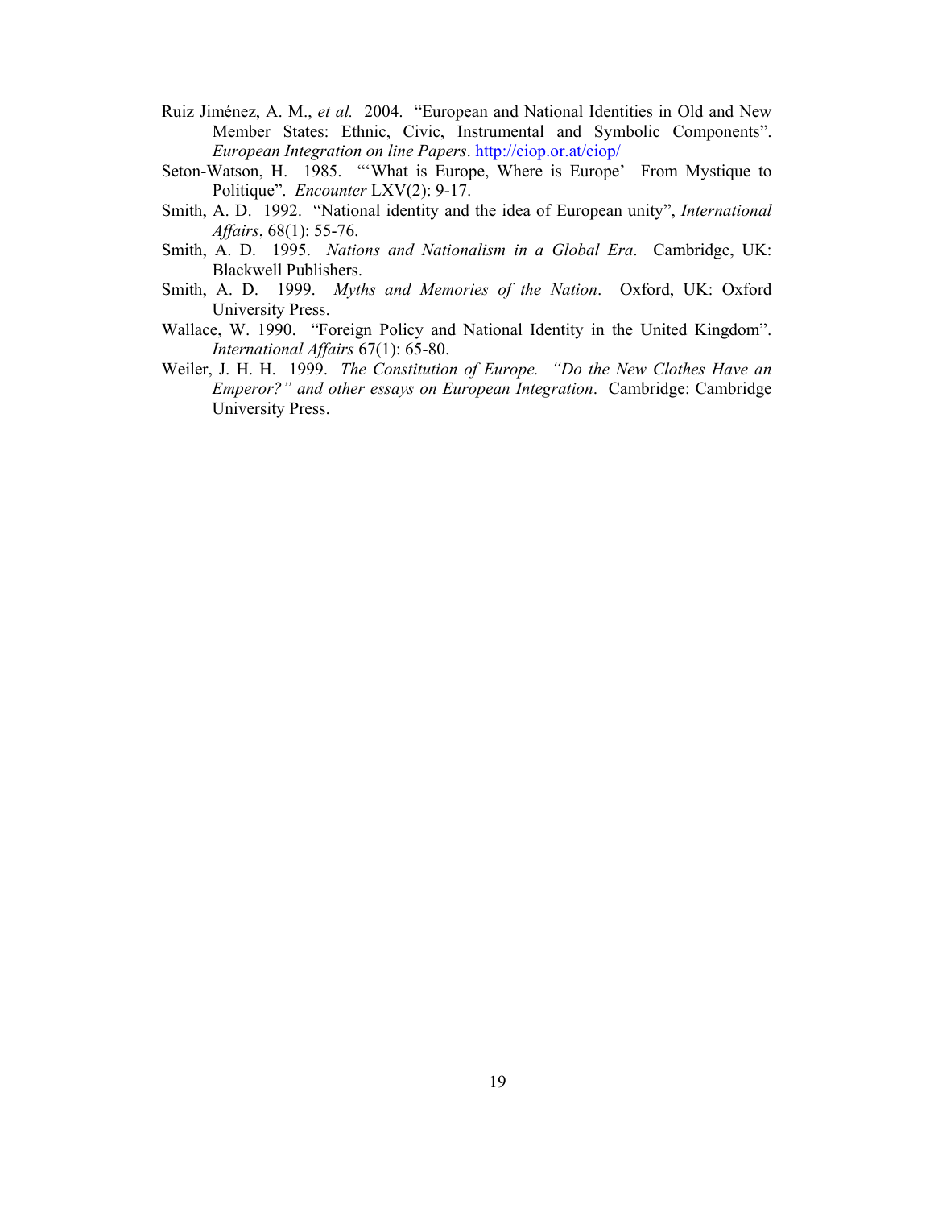Ruiz Jiménez, A. M., *et al.* 2004. "European and National Identities in Old and New Member States: Ethnic, Civic, Instrumental and Symbolic Components". *European Integration on line Papers*. http://eiop.or.at/eiop/

Seton-Watson, H. 1985. "'What is Europe, Where is Europe' From Mystique to Politique". *Encounter* LXV(2): 9-17.

Smith, A. D. 1992. "National identity and the idea of European unity", *International Affairs*, 68(1): 55-76.

Smith, A. D. 1995. *Nations and Nationalism in a Global Era*. Cambridge, UK: Blackwell Publishers.

Smith, A. D. 1999. *Myths and Memories of the Nation*. Oxford, UK: Oxford University Press.

Wallace, W. 1990. "Foreign Policy and National Identity in the United Kingdom". *International Affairs* 67(1): 65-80.

Weiler, J. H. H. 1999. *The Constitution of Europe. "Do the New Clothes Have an Emperor?" and other essays on European Integration*. Cambridge: Cambridge University Press.